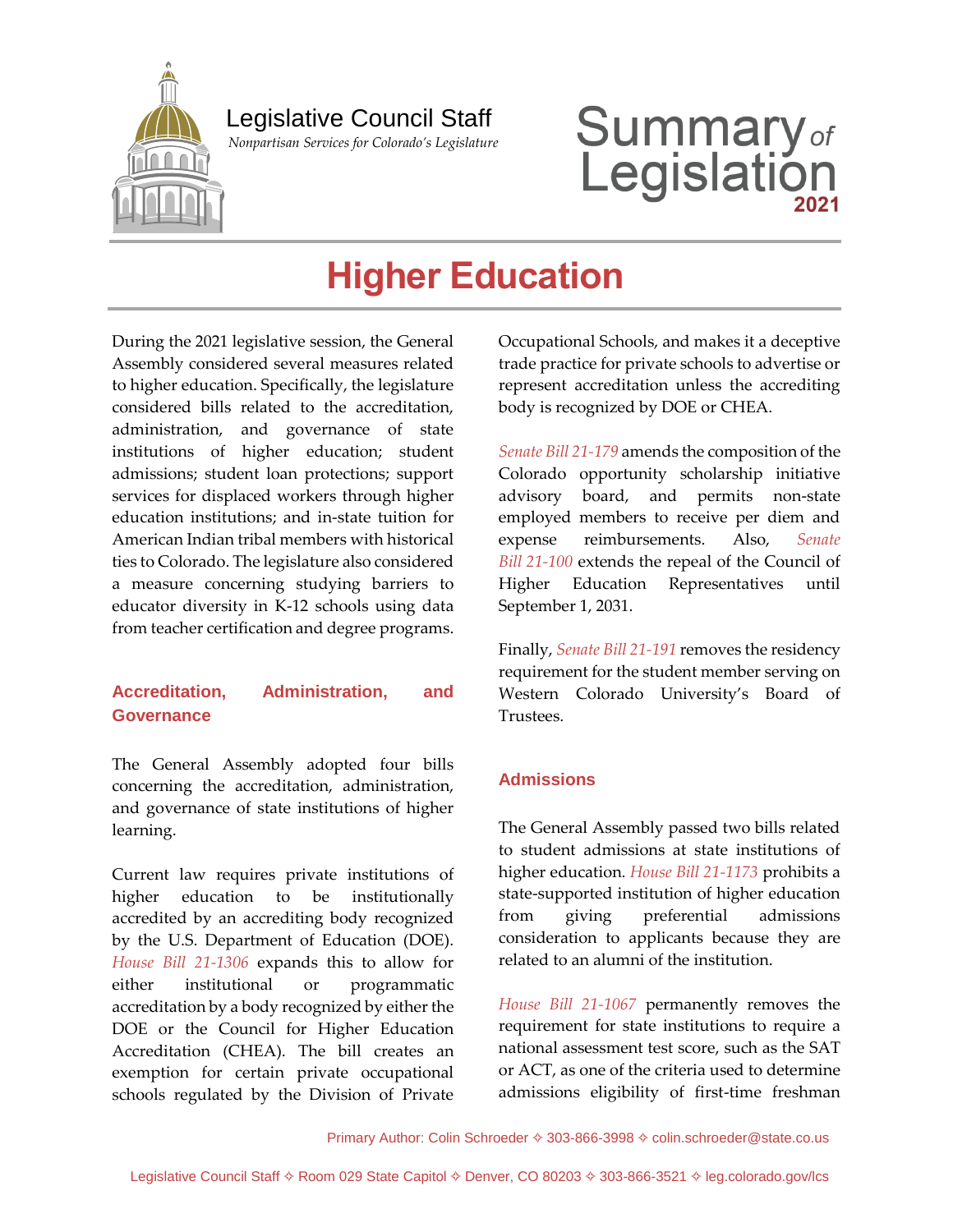Legislative Council Staff

*Nonpartisan Services for Colorado's Legislature*

Summary *of* Legislation **2021**

# Higher Education

During the 2021 legislative session, the General Assembly considered several measures related to higher education. Specifically, the legislature considered bills related to the accreditation, administration, and governance of state institutions of higher education; student admissions; student loan protections; support services for displaced workers through higher education institutions; and in-state tuition for American Indian tribal members with historical ties to Colorado. The legislature also considered a measure concerning studying barriers to educator diversity in K-12 schools using data from teacher certification and degree programs.

## Accreditation, Administration, and Governance

The General Assembly adopted four bills concerning the accreditation, administration, and governance of state institutions of higher learning.

Current law requires private institutions of higher education to be institutionally accredited by an accrediting body recognized by the U.S. Department of Education (DOE). *House Bill 21-1306* expands this to allow for either institutional or programmatic accreditation by a body recognized by either the DOE or the Council for Higher Education Accreditation (CHEA). The bill creates an exemption for certain private occupational schools regulated by the Division of Private Occupational Schools, and makes it a deceptive trade practice for private schools to advertise or represent accreditation unless the accrediting body is recognized by DOE or CHEA.

*Senate Bill 21-179* amends the composition of the Colorado opportunity scholarship initiative advisory board, and permits non-state employed members to receive per diem and expense reimbursements. Also, *Senate Bill 21-100* extends the repeal of the Council of Higher Education Representatives until September 1, 2031.

Finally, *Senate Bill 21-191* removes the residency requirement for the student member serving on Western Colorado University's Board of Trustees.

## Admissions

The General Assembly passed two bills related to student admissions at state institutions of higher education. *House Bill 21-1173* prohibits a state-supported institution of higher education from giving preferential admissions consideration to applicants because they are related to an alumni of the institution.

*House Bill 21-1067* permanently removes the requirement for state institutions to require a national assessment test score, such as the SAT or ACT, as one of the criteria used to determine admissions eligibility of first-time freshman

Primary Author: Colin Schroeder ✧ 303-866-3998 ✧ colin.schroeder@state.co.us

Legislative Council Staff ✧ Room 029 State Capitol ✧ Denver, CO 80203 ✧ 303-866-3521 ✧ leg.colorado.gov/lcs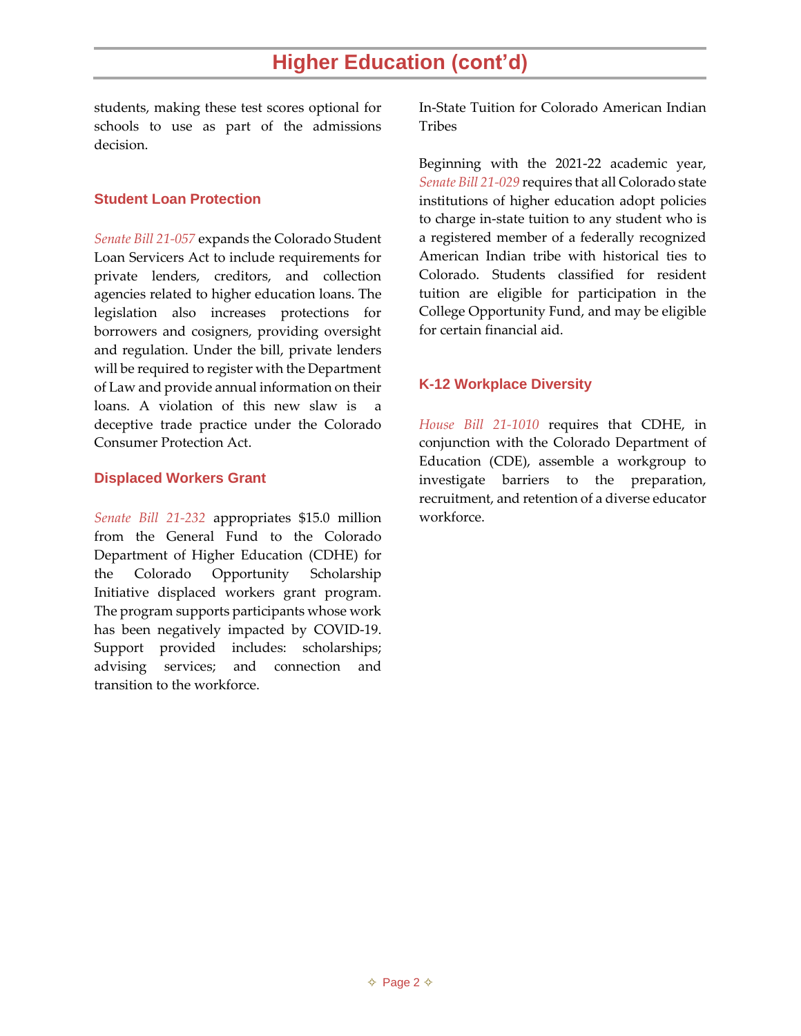# Higher Education (cont'd)

students, making these test scores optional for schools to use as part of the admissions decision.

## Student Loan Protection

*Senate Bill 21-057* expands the Colorado Student Loan Servicers Act to include requirements for private lenders, creditors, and collection agencies related to higher education loans. The legislation also increases protections for borrowers and cosigners, providing oversight and regulation. Under the bill, private lenders will be required to register with the Department of Law and provide annual information on their loans. A violation of this new slaw is a deceptive trade practice under the Colorado Consumer Protection Act.

## Displaced Workers Grant

*Senate Bill 21-232* appropriates $15.0 million from the General Fund to the Colorado Department of Higher Education (CDHE) for the Colorado Opportunity Scholarship Initiative displaced workers grant program. The program supports participants whose work has been negatively impacted by COVID-19. Support provided includes: scholarships; advising services; and connection and transition to the workforce.

In-State Tuition for Colorado American Indian Tribes

Beginning with the 2021-22 academic year, *Senate Bill 21-029* requires that all Colorado state institutions of higher education adopt policies to charge in-state tuition to any student who is a registered member of a federally recognized American Indian tribe with historical ties to Colorado. Students classified for resident tuition are eligible for participation in the College Opportunity Fund, and may be eligible for certain financial aid.

## K-12 Workplace Diversity

*House Bill 21-1010* requires that CDHE, in conjunction with the Colorado Department of Education (CDE), assemble a workgroup to investigate barriers to the preparation, recruitment, and retention of a diverse educator workforce.